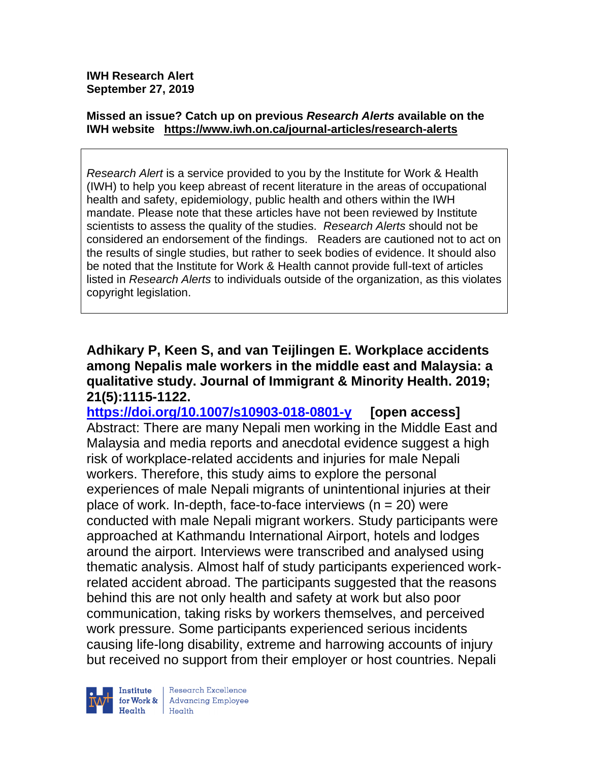**IWH Research Alert**
**September 27, 2019**

**Missed an issue? Catch up on previous *Research Alerts* available on the IWH website https://www.iwh.on.ca/journal-articles/research-alerts**

*Research Alert* is a service provided to you by the Institute for Work & Health (IWH) to help you keep abreast of recent literature in the areas of occupational health and safety, epidemiology, public health and others within the IWH mandate. Please note that these articles have not been reviewed by Institute scientists to assess the quality of the studies. *Research Alerts* should not be considered an endorsement of the findings. Readers are cautioned not to act on the results of single studies, but rather to seek bodies of evidence. It should also be noted that the Institute for Work & Health cannot provide full-text of articles listed in *Research Alerts* to individuals outside of the organization, as this violates copyright legislation.

**Adhikary P, Keen S, and van Teijlingen E. Workplace accidents among Nepalis male workers in the middle east and Malaysia: a qualitative study. Journal of Immigrant & Minority Health. 2019; 21(5):1115-1122.**

**https://doi.org/10.1007/s10903-018-0801-y [open access]**

Abstract: There are many Nepali men working in the Middle East and Malaysia and media reports and anecdotal evidence suggest a high risk of workplace-related accidents and injuries for male Nepali workers. Therefore, this study aims to explore the personal experiences of male Nepali migrants of unintentional injuries at their place of work. In-depth, face-to-face interviews (n = 20) were conducted with male Nepali migrant workers. Study participants were approached at Kathmandu International Airport, hotels and lodges around the airport. Interviews were transcribed and analysed using thematic analysis. Almost half of study participants experienced work-related accident abroad. The participants suggested that the reasons behind this are not only health and safety at work but also poor communication, taking risks by workers themselves, and perceived work pressure. Some participants experienced serious incidents causing life-long disability, extreme and harrowing accounts of injury but received no support from their employer or host countries. Nepali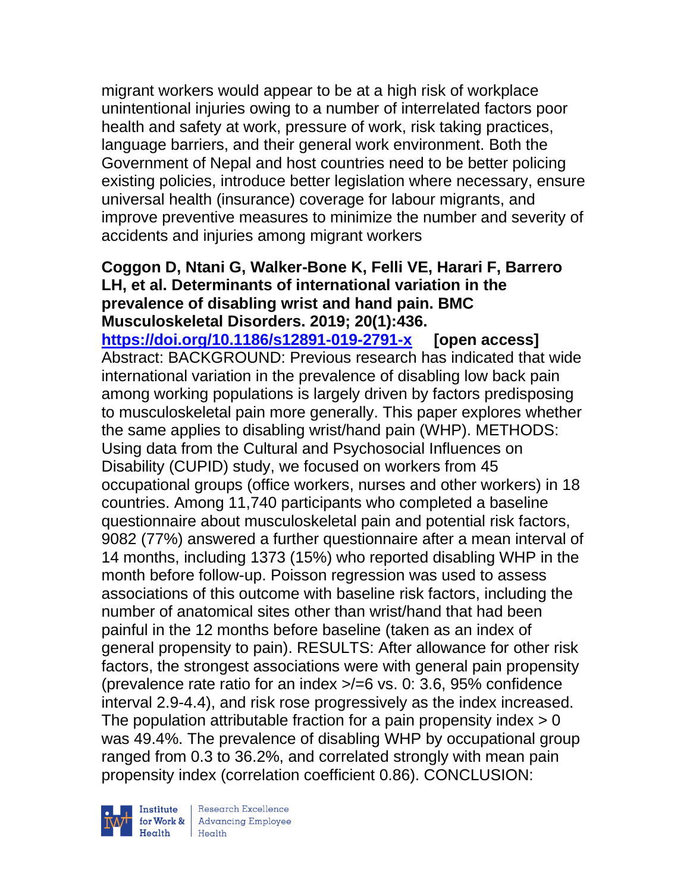migrant workers would appear to be at a high risk of workplace unintentional injuries owing to a number of interrelated factors poor health and safety at work, pressure of work, risk taking practices, language barriers, and their general work environment. Both the Government of Nepal and host countries need to be better policing existing policies, introduce better legislation where necessary, ensure universal health (insurance) coverage for labour migrants, and improve preventive measures to minimize the number and severity of accidents and injuries among migrant workers

**Coggon D, Ntani G, Walker-Bone K, Felli VE, Harari F, Barrero LH, et al. Determinants of international variation in the prevalence of disabling wrist and hand pain. BMC Musculoskeletal Disorders. 2019; 20(1):436.**
**https://doi.org/10.1186/s12891-019-2791-x** **[open access]**
Abstract: BACKGROUND: Previous research has indicated that wide international variation in the prevalence of disabling low back pain among working populations is largely driven by factors predisposing to musculoskeletal pain more generally. This paper explores whether the same applies to disabling wrist/hand pain (WHP). METHODS: Using data from the Cultural and Psychosocial Influences on Disability (CUPID) study, we focused on workers from 45 occupational groups (office workers, nurses and other workers) in 18 countries. Among 11,740 participants who completed a baseline questionnaire about musculoskeletal pain and potential risk factors, 9082 (77%) answered a further questionnaire after a mean interval of 14 months, including 1373 (15%) who reported disabling WHP in the month before follow-up. Poisson regression was used to assess associations of this outcome with baseline risk factors, including the number of anatomical sites other than wrist/hand that had been painful in the 12 months before baseline (taken as an index of general propensity to pain). RESULTS: After allowance for other risk factors, the strongest associations were with general pain propensity (prevalence rate ratio for an index >/=6 vs. 0: 3.6, 95% confidence interval 2.9-4.4), and risk rose progressively as the index increased. The population attributable fraction for a pain propensity index > 0 was 49.4%. The prevalence of disabling WHP by occupational group ranged from 0.3 to 36.2%, and correlated strongly with mean pain propensity index (correlation coefficient 0.86). CONCLUSION: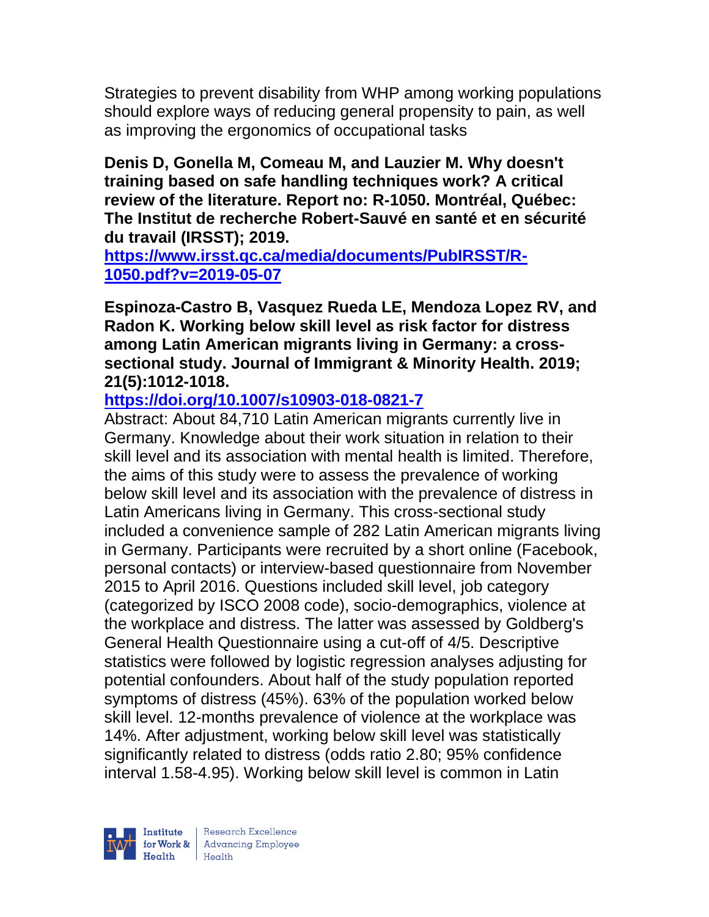Strategies to prevent disability from WHP among working populations should explore ways of reducing general propensity to pain, as well as improving the ergonomics of occupational tasks

**Denis D, Gonella M, Comeau M, and Lauzier M. Why doesn't training based on safe handling techniques work? A critical review of the literature. Report no: R-1050. Montréal, Québec: The Institut de recherche Robert-Sauvé en santé et en sécurité du travail (IRSST); 2019.**
**https://www.irsst.qc.ca/media/documents/PubIRSST/R-1050.pdf?v=2019-05-07**

**Espinoza-Castro B, Vasquez Rueda LE, Mendoza Lopez RV, and Radon K. Working below skill level as risk factor for distress among Latin American migrants living in Germany: a cross-sectional study. Journal of Immigrant & Minority Health. 2019; 21(5):1012-1018.**
**https://doi.org/10.1007/s10903-018-0821-7**
Abstract: About 84,710 Latin American migrants currently live in Germany. Knowledge about their work situation in relation to their skill level and its association with mental health is limited. Therefore, the aims of this study were to assess the prevalence of working below skill level and its association with the prevalence of distress in Latin Americans living in Germany. This cross-sectional study included a convenience sample of 282 Latin American migrants living in Germany. Participants were recruited by a short online (Facebook, personal contacts) or interview-based questionnaire from November 2015 to April 2016. Questions included skill level, job category (categorized by ISCO 2008 code), socio-demographics, violence at the workplace and distress. The latter was assessed by Goldberg's General Health Questionnaire using a cut-off of 4/5. Descriptive statistics were followed by logistic regression analyses adjusting for potential confounders. About half of the study population reported symptoms of distress (45%). 63% of the population worked below skill level. 12-months prevalence of violence at the workplace was 14%. After adjustment, working below skill level was statistically significantly related to distress (odds ratio 2.80; 95% confidence interval 1.58-4.95). Working below skill level is common in Latin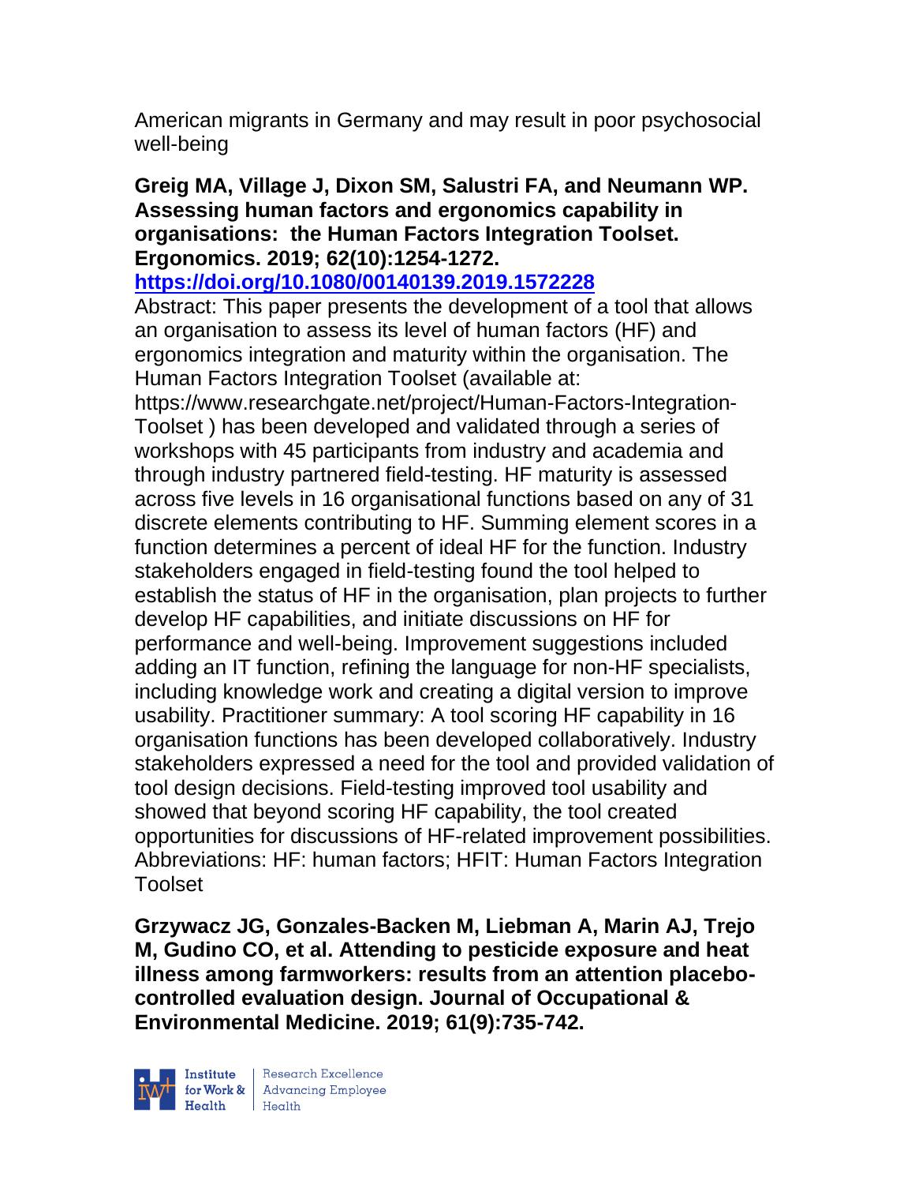American migrants in Germany and may result in poor psychosocial well-being

**Greig MA, Village J, Dixon SM, Salustri FA, and Neumann WP. Assessing human factors and ergonomics capability in organisations: the Human Factors Integration Toolset. Ergonomics. 2019; 62(10):1254-1272. https://doi.org/10.1080/00140139.2019.1572228**

Abstract: This paper presents the development of a tool that allows an organisation to assess its level of human factors (HF) and ergonomics integration and maturity within the organisation. The Human Factors Integration Toolset (available at: https://www.researchgate.net/project/Human-Factors-Integration-Toolset ) has been developed and validated through a series of workshops with 45 participants from industry and academia and through industry partnered field-testing. HF maturity is assessed across five levels in 16 organisational functions based on any of 31 discrete elements contributing to HF. Summing element scores in a function determines a percent of ideal HF for the function. Industry stakeholders engaged in field-testing found the tool helped to establish the status of HF in the organisation, plan projects to further develop HF capabilities, and initiate discussions on HF for performance and well-being. Improvement suggestions included adding an IT function, refining the language for non-HF specialists, including knowledge work and creating a digital version to improve usability. Practitioner summary: A tool scoring HF capability in 16 organisation functions has been developed collaboratively. Industry stakeholders expressed a need for the tool and provided validation of tool design decisions. Field-testing improved tool usability and showed that beyond scoring HF capability, the tool created opportunities for discussions of HF-related improvement possibilities. Abbreviations: HF: human factors; HFIT: Human Factors Integration Toolset

**Grzywacz JG, Gonzales-Backen M, Liebman A, Marin AJ, Trejo M, Gudino CO, et al. Attending to pesticide exposure and heat illness among farmworkers: results from an attention placebo-controlled evaluation design. Journal of Occupational & Environmental Medicine. 2019; 61(9):735-742.**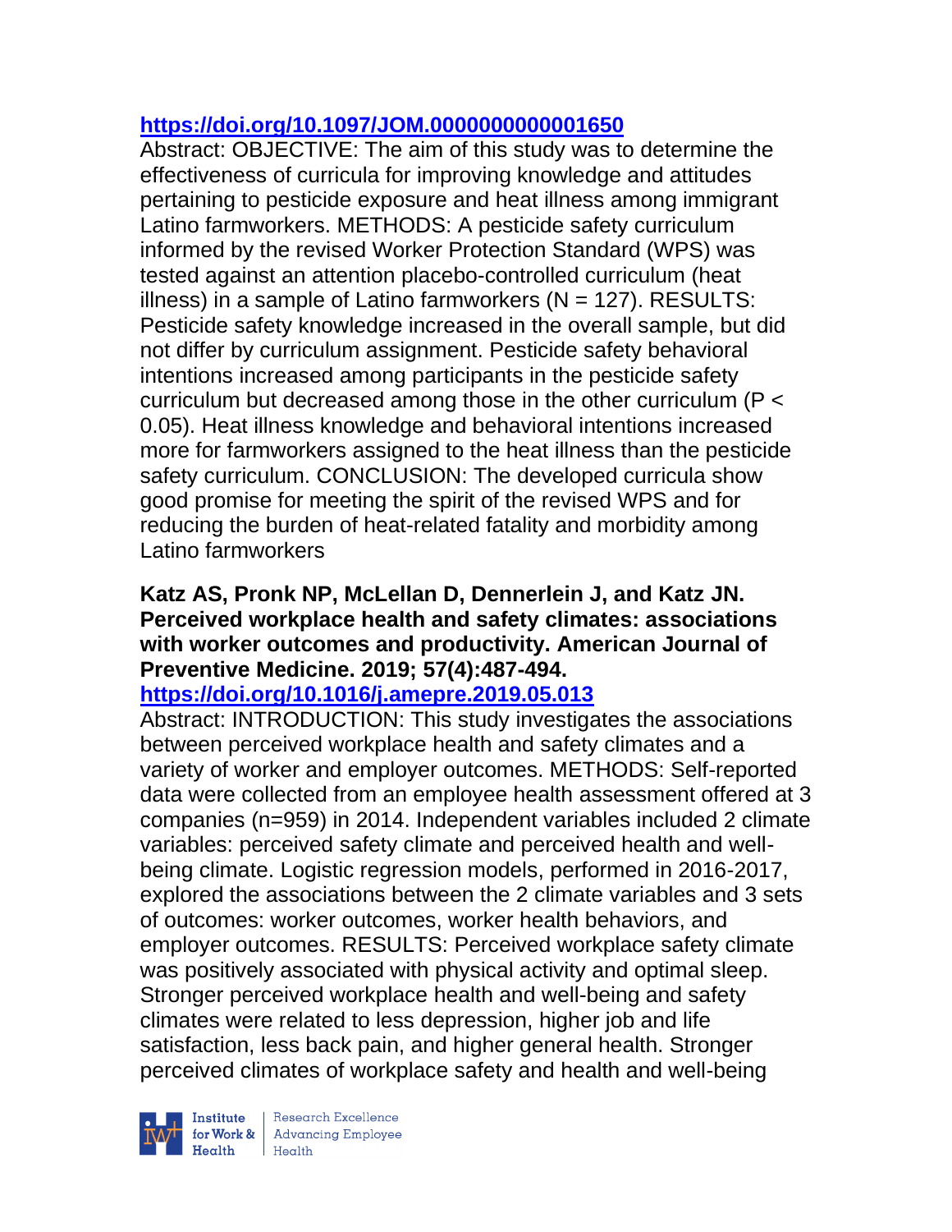https://doi.org/10.1097/JOM.0000000000001650

Abstract: OBJECTIVE: The aim of this study was to determine the effectiveness of curricula for improving knowledge and attitudes pertaining to pesticide exposure and heat illness among immigrant Latino farmworkers. METHODS: A pesticide safety curriculum informed by the revised Worker Protection Standard (WPS) was tested against an attention placebo-controlled curriculum (heat illness) in a sample of Latino farmworkers (N = 127). RESULTS: Pesticide safety knowledge increased in the overall sample, but did not differ by curriculum assignment. Pesticide safety behavioral intentions increased among participants in the pesticide safety curriculum but decreased among those in the other curriculum ($P < 0.05$). Heat illness knowledge and behavioral intentions increased more for farmworkers assigned to the heat illness than the pesticide safety curriculum. CONCLUSION: The developed curricula show good promise for meeting the spirit of the revised WPS and for reducing the burden of heat-related fatality and morbidity among Latino farmworkers

**Katz AS, Pronk NP, McLellan D, Dennerlein J, and Katz JN. Perceived workplace health and safety climates: associations with worker outcomes and productivity. American Journal of Preventive Medicine. 2019; 57(4):487-494.**

https://doi.org/10.1016/j.amepre.2019.05.013

Abstract: INTRODUCTION: This study investigates the associations between perceived workplace health and safety climates and a variety of worker and employer outcomes. METHODS: Self-reported data were collected from an employee health assessment offered at 3 companies (n=959) in 2014. Independent variables included 2 climate variables: perceived safety climate and perceived health and well-being climate. Logistic regression models, performed in 2016-2017, explored the associations between the 2 climate variables and 3 sets of outcomes: worker outcomes, worker health behaviors, and employer outcomes. RESULTS: Perceived workplace safety climate was positively associated with physical activity and optimal sleep. Stronger perceived workplace health and well-being and safety climates were related to less depression, higher job and life satisfaction, less back pain, and higher general health. Stronger perceived climates of workplace safety and health and well-being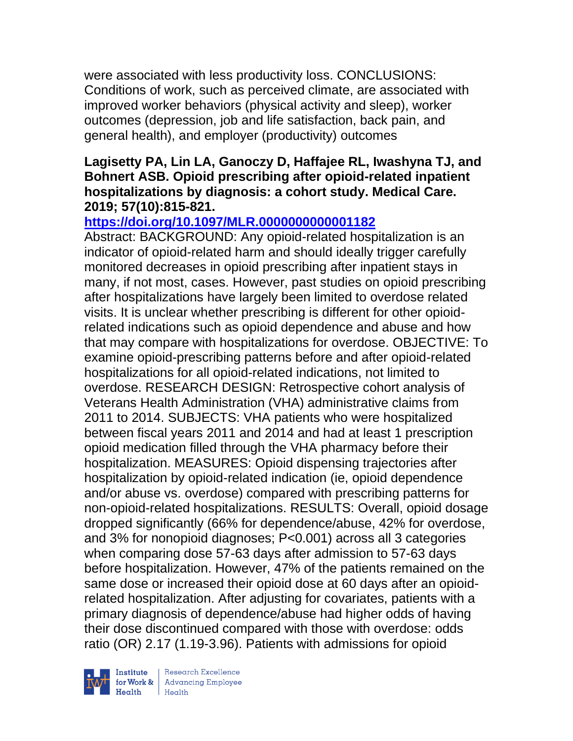were associated with less productivity loss. CONCLUSIONS: Conditions of work, such as perceived climate, are associated with improved worker behaviors (physical activity and sleep), worker outcomes (depression, job and life satisfaction, back pain, and general health), and employer (productivity) outcomes

**Lagisetty PA, Lin LA, Ganoczy D, Haffajee RL, Iwashyna TJ, and Bohnert ASB. Opioid prescribing after opioid-related inpatient hospitalizations by diagnosis: a cohort study. Medical Care. 2019; 57(10):815-821.**

**https://doi.org/10.1097/MLR.0000000000001182**

Abstract: BACKGROUND: Any opioid-related hospitalization is an indicator of opioid-related harm and should ideally trigger carefully monitored decreases in opioid prescribing after inpatient stays in many, if not most, cases. However, past studies on opioid prescribing after hospitalizations have largely been limited to overdose related visits. It is unclear whether prescribing is different for other opioid-related indications such as opioid dependence and abuse and how that may compare with hospitalizations for overdose. OBJECTIVE: To examine opioid-prescribing patterns before and after opioid-related hospitalizations for all opioid-related indications, not limited to overdose. RESEARCH DESIGN: Retrospective cohort analysis of Veterans Health Administration (VHA) administrative claims from 2011 to 2014. SUBJECTS: VHA patients who were hospitalized between fiscal years 2011 and 2014 and had at least 1 prescription opioid medication filled through the VHA pharmacy before their hospitalization. MEASURES: Opioid dispensing trajectories after hospitalization by opioid-related indication (ie, opioid dependence and/or abuse vs. overdose) compared with prescribing patterns for non-opioid-related hospitalizations. RESULTS: Overall, opioid dosage dropped significantly (66% for dependence/abuse, 42% for overdose, and 3% for nonopioid diagnoses; P<0.001) across all 3 categories when comparing dose 57-63 days after admission to 57-63 days before hospitalization. However, 47% of the patients remained on the same dose or increased their opioid dose at 60 days after an opioid-related hospitalization. After adjusting for covariates, patients with a primary diagnosis of dependence/abuse had higher odds of having their dose discontinued compared with those with overdose: odds ratio (OR) 2.17 (1.19-3.96). Patients with admissions for opioid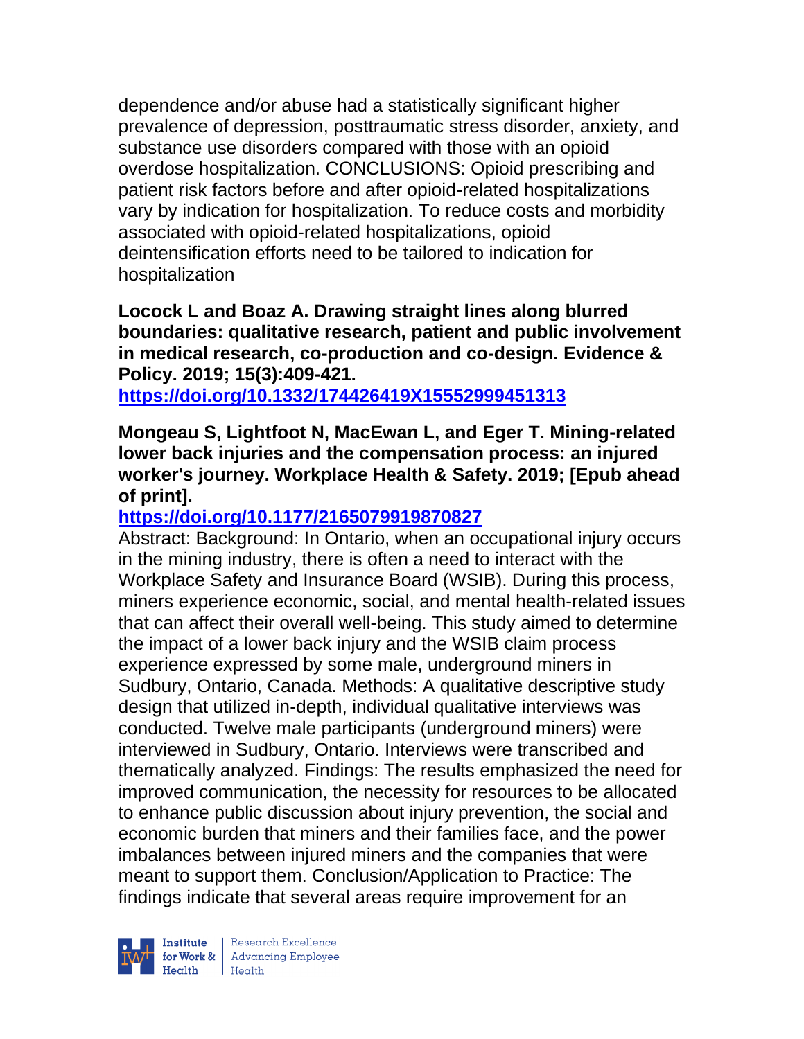dependence and/or abuse had a statistically significant higher prevalence of depression, posttraumatic stress disorder, anxiety, and substance use disorders compared with those with an opioid overdose hospitalization. CONCLUSIONS: Opioid prescribing and patient risk factors before and after opioid-related hospitalizations vary by indication for hospitalization. To reduce costs and morbidity associated with opioid-related hospitalizations, opioid deintensification efforts need to be tailored to indication for hospitalization

**Locock L and Boaz A. Drawing straight lines along blurred boundaries: qualitative research, patient and public involvement in medical research, co-production and co-design. Evidence & Policy. 2019; 15(3):409-421.**
**https://doi.org/10.1332/174426419X15552999451313**

**Mongeau S, Lightfoot N, MacEwan L, and Eger T. Mining-related lower back injuries and the compensation process: an injured worker's journey. Workplace Health & Safety. 2019; [Epub ahead of print].**
**https://doi.org/10.1177/2165079919870827**
Abstract: Background: In Ontario, when an occupational injury occurs in the mining industry, there is often a need to interact with the Workplace Safety and Insurance Board (WSIB). During this process, miners experience economic, social, and mental health-related issues that can affect their overall well-being. This study aimed to determine the impact of a lower back injury and the WSIB claim process experience expressed by some male, underground miners in Sudbury, Ontario, Canada. Methods: A qualitative descriptive study design that utilized in-depth, individual qualitative interviews was conducted. Twelve male participants (underground miners) were interviewed in Sudbury, Ontario. Interviews were transcribed and thematically analyzed. Findings: The results emphasized the need for improved communication, the necessity for resources to be allocated to enhance public discussion about injury prevention, the social and economic burden that miners and their families face, and the power imbalances between injured miners and the companies that were meant to support them. Conclusion/Application to Practice: The findings indicate that several areas require improvement for an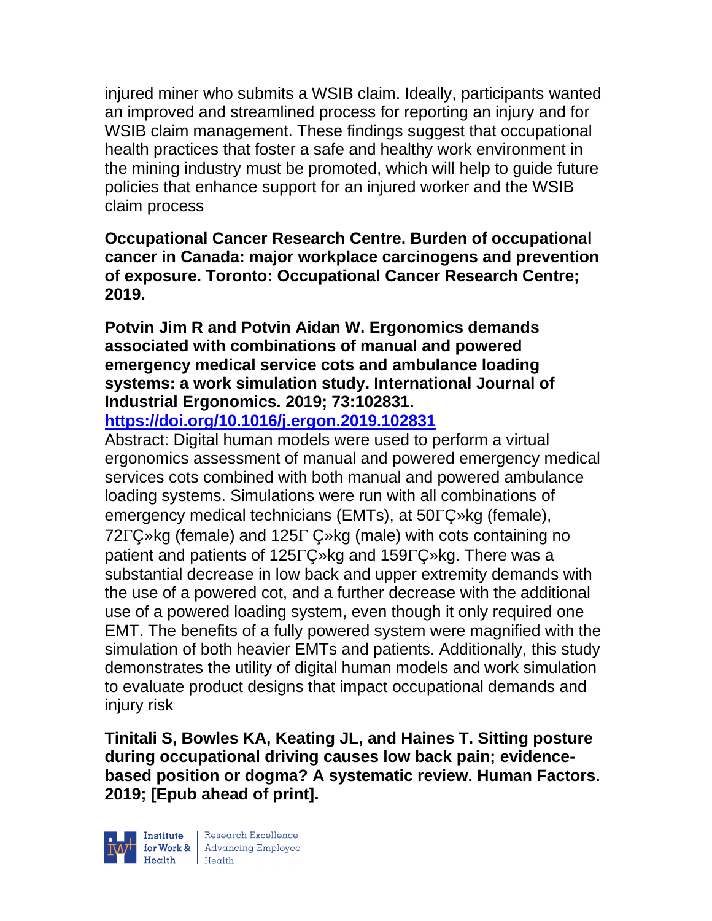injured miner who submits a WSIB claim. Ideally, participants wanted an improved and streamlined process for reporting an injury and for WSIB claim management. These findings suggest that occupational health practices that foster a safe and healthy work environment in the mining industry must be promoted, which will help to guide future policies that enhance support for an injured worker and the WSIB claim process

**Occupational Cancer Research Centre. Burden of occupational cancer in Canada: major workplace carcinogens and prevention of exposure. Toronto: Occupational Cancer Research Centre; 2019.**

**Potvin Jim R and Potvin Aidan W. Ergonomics demands associated with combinations of manual and powered emergency medical service cots and ambulance loading systems: a work simulation study. International Journal of Industrial Ergonomics. 2019; 73:102831.**
**https://doi.org/10.1016/j.ergon.2019.102831**
Abstract: Digital human models were used to perform a virtual ergonomics assessment of manual and powered emergency medical services cots combined with both manual and powered ambulance loading systems. Simulations were run with all combinations of emergency medical technicians (EMTs), at 50ΓÇ»kg (female), 72ΓÇ»kg (female) and 125Γ Ç»kg (male) with cots containing no patient and patients of 125ΓÇ»kg and 159ΓÇ»kg. There was a substantial decrease in low back and upper extremity demands with the use of a powered cot, and a further decrease with the additional use of a powered loading system, even though it only required one EMT. The benefits of a fully powered system were magnified with the simulation of both heavier EMTs and patients. Additionally, this study demonstrates the utility of digital human models and work simulation to evaluate product designs that impact occupational demands and injury risk

**Tinitali S, Bowles KA, Keating JL, and Haines T. Sitting posture during occupational driving causes low back pain; evidence-based position or dogma? A systematic review. Human Factors. 2019; [Epub ahead of print].**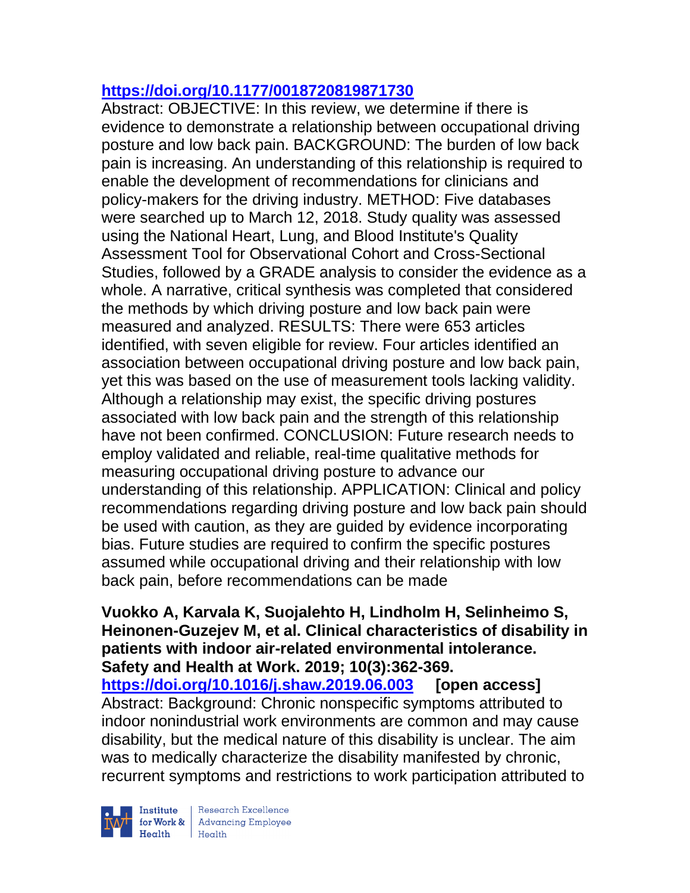https://doi.org/10.1177/0018720819871730

Abstract: OBJECTIVE: In this review, we determine if there is evidence to demonstrate a relationship between occupational driving posture and low back pain. BACKGROUND: The burden of low back pain is increasing. An understanding of this relationship is required to enable the development of recommendations for clinicians and policy-makers for the driving industry. METHOD: Five databases were searched up to March 12, 2018. Study quality was assessed using the National Heart, Lung, and Blood Institute's Quality Assessment Tool for Observational Cohort and Cross-Sectional Studies, followed by a GRADE analysis to consider the evidence as a whole. A narrative, critical synthesis was completed that considered the methods by which driving posture and low back pain were measured and analyzed. RESULTS: There were 653 articles identified, with seven eligible for review. Four articles identified an association between occupational driving posture and low back pain, yet this was based on the use of measurement tools lacking validity. Although a relationship may exist, the specific driving postures associated with low back pain and the strength of this relationship have not been confirmed. CONCLUSION: Future research needs to employ validated and reliable, real-time qualitative methods for measuring occupational driving posture to advance our understanding of this relationship. APPLICATION: Clinical and policy recommendations regarding driving posture and low back pain should be used with caution, as they are guided by evidence incorporating bias. Future studies are required to confirm the specific postures assumed while occupational driving and their relationship with low back pain, before recommendations can be made

**Vuokko A, Karvala K, Suojalehto H, Lindholm H, Selinheimo S, Heinonen-Guzejev M, et al. Clinical characteristics of disability in patients with indoor air-related environmental intolerance. Safety and Health at Work. 2019; 10(3):362-369.**
https://doi.org/10.1016/j.shaw.2019.06.003 **[open access]**
Abstract: Background: Chronic nonspecific symptoms attributed to indoor nonindustrial work environments are common and may cause disability, but the medical nature of this disability is unclear. The aim was to medically characterize the disability manifested by chronic, recurrent symptoms and restrictions to work participation attributed to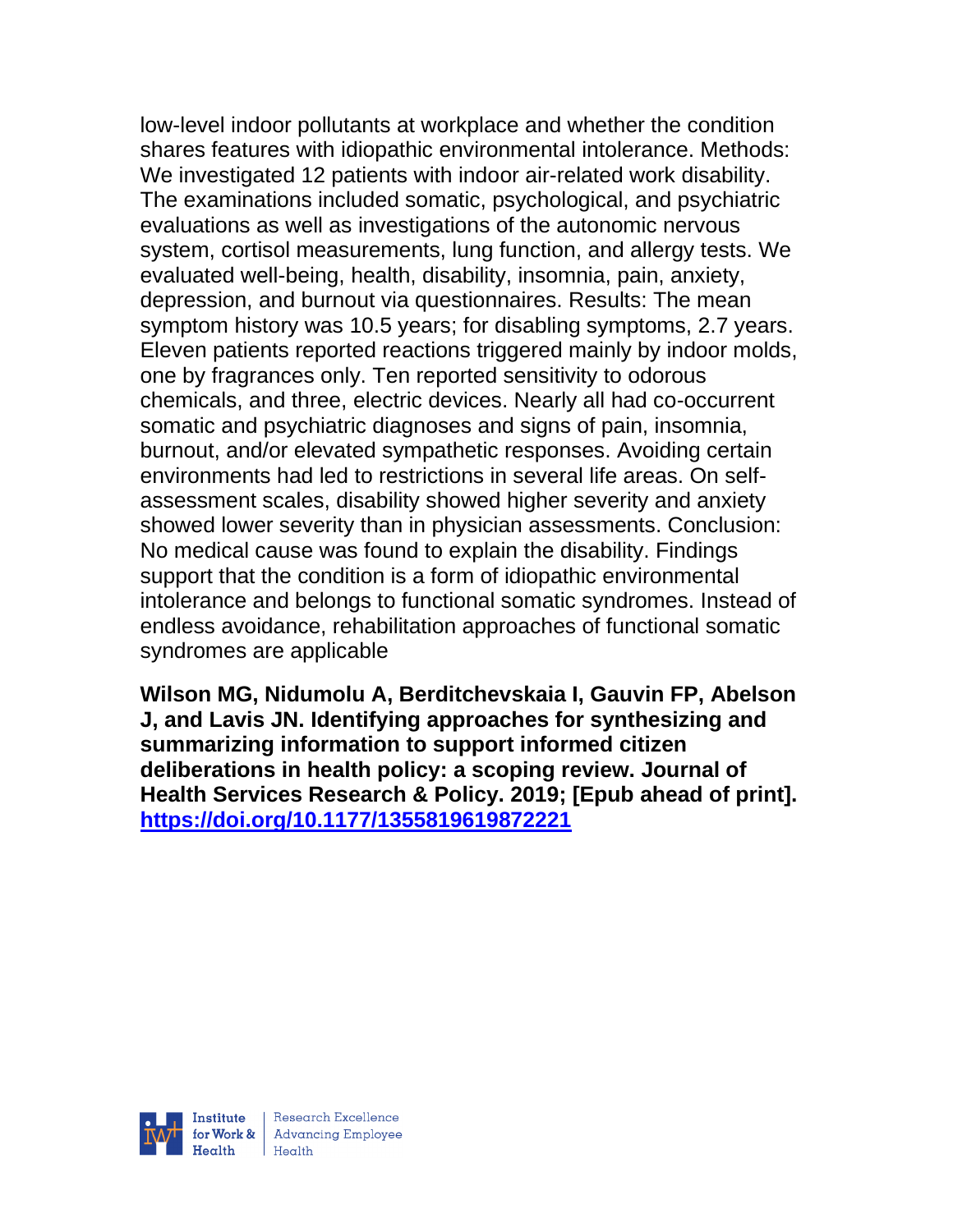low-level indoor pollutants at workplace and whether the condition shares features with idiopathic environmental intolerance. Methods: We investigated 12 patients with indoor air-related work disability. The examinations included somatic, psychological, and psychiatric evaluations as well as investigations of the autonomic nervous system, cortisol measurements, lung function, and allergy tests. We evaluated well-being, health, disability, insomnia, pain, anxiety, depression, and burnout via questionnaires. Results: The mean symptom history was 10.5 years; for disabling symptoms, 2.7 years. Eleven patients reported reactions triggered mainly by indoor molds, one by fragrances only. Ten reported sensitivity to odorous chemicals, and three, electric devices. Nearly all had co-occurrent somatic and psychiatric diagnoses and signs of pain, insomnia, burnout, and/or elevated sympathetic responses. Avoiding certain environments had led to restrictions in several life areas. On self-assessment scales, disability showed higher severity and anxiety showed lower severity than in physician assessments. Conclusion: No medical cause was found to explain the disability. Findings support that the condition is a form of idiopathic environmental intolerance and belongs to functional somatic syndromes. Instead of endless avoidance, rehabilitation approaches of functional somatic syndromes are applicable

**Wilson MG, Nidumolu A, Berditchevskaia I, Gauvin FP, Abelson J, and Lavis JN. Identifying approaches for synthesizing and summarizing information to support informed citizen deliberations in health policy: a scoping review. Journal of Health Services Research & Policy. 2019; [Epub ahead of print]. https://doi.org/10.1177/1355819619872221**